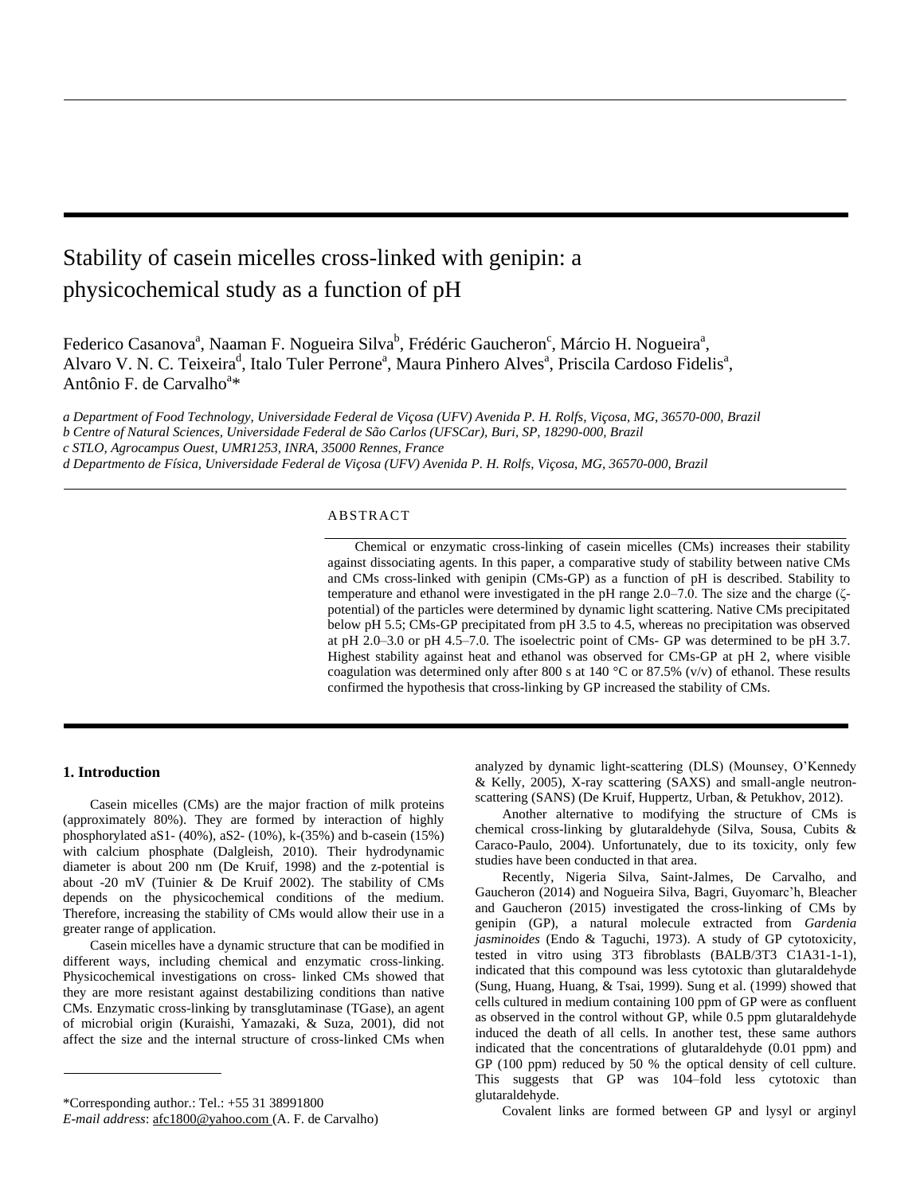# Stability of casein micelles cross-linked with genipin: a physicochemical study as a function of pH

Federico Casanova[a], Naaman F. Nogueira Silva[b], Frédéric Gaucheron[c], Márcio H. Nogueira[a], Alvaro V. N. C. Teixeira[d], Italo Tuler Perrone[a], Maura Pinhero Alves[a], Priscila Cardoso Fidelis[a], Antônio F. de Carvalho[a]*

*a Department of Food Technology, Universidade Federal de Viçosa (UFV) Avenida P. H. Rolfs, Viçosa, MG, 36570-000, Brazil*
*b Centre of Natural Sciences, Universidade Federal de São Carlos (UFSCar), Buri, SP, 18290-000, Brazil*
*c STLO, Agrocampus Ouest, UMR1253, INRA, 35000 Rennes, France*
*d Departmento de Física, Universidade Federal de Viçosa (UFV) Avenida P. H. Rolfs, Viçosa, MG, 36570-000, Brazil*

## ABSTRACT

Chemical or enzymatic cross-linking of casein micelles (CMs) increases their stability against dissociating agents. In this paper, a comparative study of stability between native CMs and CMs cross-linked with genipin (CMs-GP) as a function of pH is described. Stability to temperature and ethanol were investigated in the pH range 2.0–7.0. The size and the charge (ζ-potential) of the particles were determined by dynamic light scattering. Native CMs precipitated below pH 5.5; CMs-GP precipitated from pH 3.5 to 4.5, whereas no precipitation was observed at pH 2.0–3.0 or pH 4.5–7.0. The isoelectric point of CMs- GP was determined to be pH 3.7. Highest stability against heat and ethanol was observed for CMs-GP at pH 2, where visible coagulation was determined only after 800 s at 140 °C or 87.5% (v/v) of ethanol. These results confirmed the hypothesis that cross-linking by GP increased the stability of CMs.

## 1. Introduction

Casein micelles (CMs) are the major fraction of milk proteins (approximately 80%). They are formed by interaction of highly phosphorylated aS1- (40%), aS2- (10%), k-(35%) and b-casein (15%) with calcium phosphate (Dalgleish, 2010). Their hydrodynamic diameter is about 200 nm (De Kruif, 1998) and the z-potential is about -20 mV (Tuinier & De Kruif 2002). The stability of CMs depends on the physicochemical conditions of the medium. Therefore, increasing the stability of CMs would allow their use in a greater range of application.

Casein micelles have a dynamic structure that can be modified in different ways, including chemical and enzymatic cross-linking. Physicochemical investigations on cross- linked CMs showed that they are more resistant against destabilizing conditions than native CMs. Enzymatic cross-linking by transglutaminase (TGase), an agent of microbial origin (Kuraishi, Yamazaki, & Suza, 2001), did not affect the size and the internal structure of cross-linked CMs when analyzed by dynamic light-scattering (DLS) (Mounsey, O'Kennedy & Kelly, 2005), X-ray scattering (SAXS) and small-angle neutron-scattering (SANS) (De Kruif, Huppertz, Urban, & Petukhov, 2012).

Another alternative to modifying the structure of CMs is chemical cross-linking by glutaraldehyde (Silva, Sousa, Cubits & Caraco-Paulo, 2004). Unfortunately, due to its toxicity, only few studies have been conducted in that area.

Recently, Nigeria Silva, Saint-Jalmes, De Carvalho, and Gaucheron (2014) and Nogueira Silva, Bagri, Guyomarc'h, Bleacher and Gaucheron (2015) investigated the cross-linking of CMs by genipin (GP), a natural molecule extracted from *Gardenia jasminoides* (Endo & Taguchi, 1973). A study of GP cytotoxicity, tested in vitro using 3T3 fibroblasts (BALB/3T3 C1A31-1-1), indicated that this compound was less cytotoxic than glutaraldehyde (Sung, Huang, Huang, & Tsai, 1999). Sung et al. (1999) showed that cells cultured in medium containing 100 ppm of GP were as confluent as observed in the control without GP, while 0.5 ppm glutaraldehyde induced the death of all cells. In another test, these same authors indicated that the concentrations of glutaraldehyde (0.01 ppm) and GP (100 ppm) reduced by 50 % the optical density of cell culture. This suggests that GP was 104–fold less cytotoxic than glutaraldehyde.

Covalent links are formed between GP and lysyl or arginyl

*Corresponding author.: Tel.: +55 31 38991800
*E-mail address*: afc1800@yahoo.com (A. F. de Carvalho)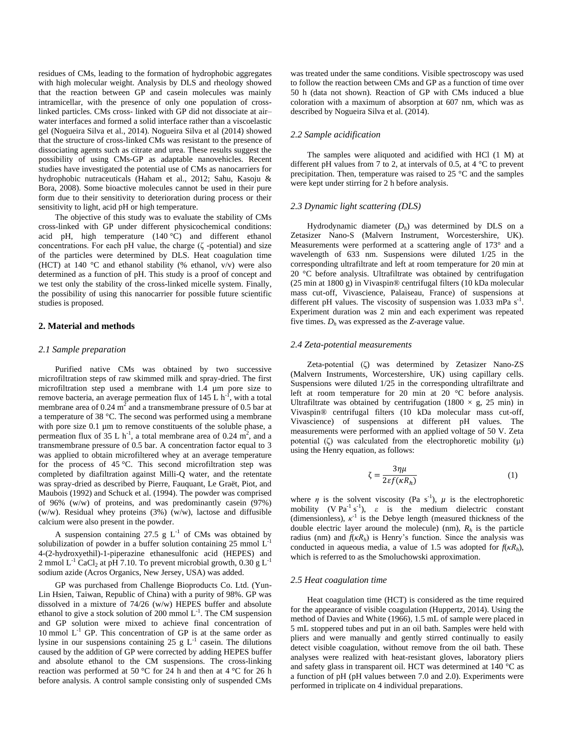residues of CMs, leading to the formation of hydrophobic aggregates with high molecular weight. Analysis by DLS and rheology showed that the reaction between GP and casein molecules was mainly intramicellar, with the presence of only one population of cross-linked particles. CMs cross- linked with GP did not dissociate at air–water interfaces and formed a solid interface rather than a viscoelastic gel (Nogueira Silva et al., 2014). Nogueira Silva et al (2014) showed that the structure of cross-linked CMs was resistant to the presence of dissociating agents such as citrate and urea. These results suggest the possibility of using CMs-GP as adaptable nanovehicles. Recent studies have investigated the potential use of CMs as nanocarriers for hydrophobic nutraceuticals (Haham et al., 2012; Sahu, Kasoju & Bora, 2008). Some bioactive molecules cannot be used in their pure form due to their sensitivity to deterioration during process or their sensitivity to light, acid pH or high temperature.

The objective of this study was to evaluate the stability of CMs cross-linked with GP under different physicochemical conditions: acid pH, high temperature (140 °C) and different ethanol concentrations. For each pH value, the charge (ζ -potential) and size of the particles were determined by DLS. Heat coagulation time (HCT) at 140 °C and ethanol stability (% ethanol, v/v) were also determined as a function of pH. This study is a proof of concept and we test only the stability of the cross-linked micelle system. Finally, the possibility of using this nanocarrier for possible future scientific studies is proposed.

## 2. Material and methods

### *2.1 Sample preparation*

Purified native CMs was obtained by two successive microfiltration steps of raw skimmed milk and spray-dried. The first microfiltration step used a membrane with 1.4 µm pore size to remove bacteria, an average permeation flux of 145 L $h^{-1}$, with a total membrane area of 0.24 $m^2$ and a transmembrane pressure of 0.5 bar at a temperature of 38 °C. The second was performed using a membrane with pore size 0.1 µm to remove constituents of the soluble phase, a permeation flux of 35 L $h^{-1}$, a total membrane area of 0.24 $m^2$, and a transmembrane pressure of 0.5 bar. A concentration factor equal to 3 was applied to obtain microfiltered whey at an average temperature for the process of 45 °C. This second microfiltration step was completed by diafiltration against Milli-Q water, and the retentate was spray-dried as described by Pierre, Fauquant, Le Graët, Piot, and Maubois (1992) and Schuck et al. (1994). The powder was comprised of 96% (w/w) of proteins, and was predominantly casein (97%) (w/w). Residual whey proteins (3%) (w/w), lactose and diffusible calcium were also present in the powder.

A suspension containing 27.5 g $L^{-1}$ of CMs was obtained by solubilization of powder in a buffer solution containing 25 mmol $L^{-1}$ 4-(2-hydroxyethil)-1-piperazine ethanesulfonic acid (HEPES) and 2 mmol $L^{-1}$ $CaCl_2$ at pH 7.10. To prevent microbial growth, 0.30 g $L^{-1}$ sodium azide (Acros Organics, New Jersey, USA) was added.

GP was purchased from Challenge Bioproducts Co. Ltd. (Yun-Lin Hsien, Taiwan, Republic of China) with a purity of 98%. GP was dissolved in a mixture of 74/26 (w/w) HEPES buffer and absolute ethanol to give a stock solution of 200 mmol $L^{-1}$. The CM suspension and GP solution were mixed to achieve final concentration of 10 mmol $L^{-1}$ GP. This concentration of GP is at the same order as lysine in our suspensions containing 25 g $L^{-1}$ casein. The dilutions caused by the addition of GP were corrected by adding HEPES buffer and absolute ethanol to the CM suspensions. The cross-linking reaction was performed at 50 °C for 24 h and then at 4 °C for 26 h before analysis. A control sample consisting only of suspended CMs was treated under the same conditions. Visible spectroscopy was used to follow the reaction between CMs and GP as a function of time over 50 h (data not shown). Reaction of GP with CMs induced a blue coloration with a maximum of absorption at 607 nm, which was as described by Nogueira Silva et al. (2014).

### *2.2 Sample acidification*

The samples were aliquoted and acidified with HCl (1 M) at different pH values from 7 to 2, at intervals of 0.5, at 4 °C to prevent precipitation. Then, temperature was raised to 25 °C and the samples were kept under stirring for 2 h before analysis.

### *2.3 Dynamic light scattering (DLS)*

Hydrodynamic diameter ($D_h$) was determined by DLS on a Zetasizer Nano-S (Malvern Instrument, Worcestershire, UK). Measurements were performed at a scattering angle of 173° and a wavelength of 633 nm. Suspensions were diluted 1/25 in the corresponding ultrafiltrate and left at room temperature for 20 min at 20 °C before analysis. Ultrafiltrate was obtained by centrifugation (25 min at 1800 g) in Vivaspin® centrifugal filters (10 kDa molecular mass cut-off, Vivascience, Palaiseau, France) of suspensions at different pH values. The viscosity of suspension was 1.033 mPa $s^{-1}$. Experiment duration was 2 min and each experiment was repeated five times. $D_h$ was expressed as the *Z*-average value.

### *2.4 Zeta-potential measurements*

Zeta-potential (ζ) was determined by Zetasizer Nano-ZS (Malvern Instruments, Worcestershire, UK) using capillary cells. Suspensions were diluted 1/25 in the corresponding ultrafiltrate and left at room temperature for 20 min at 20 °C before analysis. Ultrafiltrate was obtained by centrifugation (1800 × g, 25 min) in Vivaspin® centrifugal filters (10 kDa molecular mass cut-off, Vivascience) of suspensions at different pH values. The measurements were performed with an applied voltage of 50 V. Zeta potential (ζ) was calculated from the electrophoretic mobility (µ) using the Henry equation, as follows:

$$\zeta = \frac{3\eta\mu}{2\varepsilon f(\kappa R_h)} \quad (1)$$

where $\eta$ is the solvent viscosity (Pa $s^{-1}$), $\mu$ is the electrophoretic mobility (V $Pa^{-1}$ $s^{-1}$), $\varepsilon$ is the medium dielectric constant (dimensionless), $\kappa^{-1}$ is the Debye length (measured thickness of the double electric layer around the molecule) (nm), $R_h$ is the particle radius (nm) and $f(\kappa R_h)$ is Henry's function. Since the analysis was conducted in aqueous media, a value of 1.5 was adopted for $f(\kappa R_h)$, which is referred to as the Smoluchowski approximation.

### *2.5 Heat coagulation time*

Heat coagulation time (HCT) is considered as the time required for the appearance of visible coagulation (Huppertz, 2014). Using the method of Davies and White (1966), 1.5 mL of sample were placed in 5 mL stoppered tubes and put in an oil bath. Samples were held with pliers and were manually and gently stirred continually to easily detect visible coagulation, without remove from the oil bath. These analyses were realized with heat-resistant gloves, laboratory pliers and safety glass in transparent oil. HCT was determined at 140 °C as a function of pH (pH values between 7.0 and 2.0). Experiments were performed in triplicate on 4 individual preparations.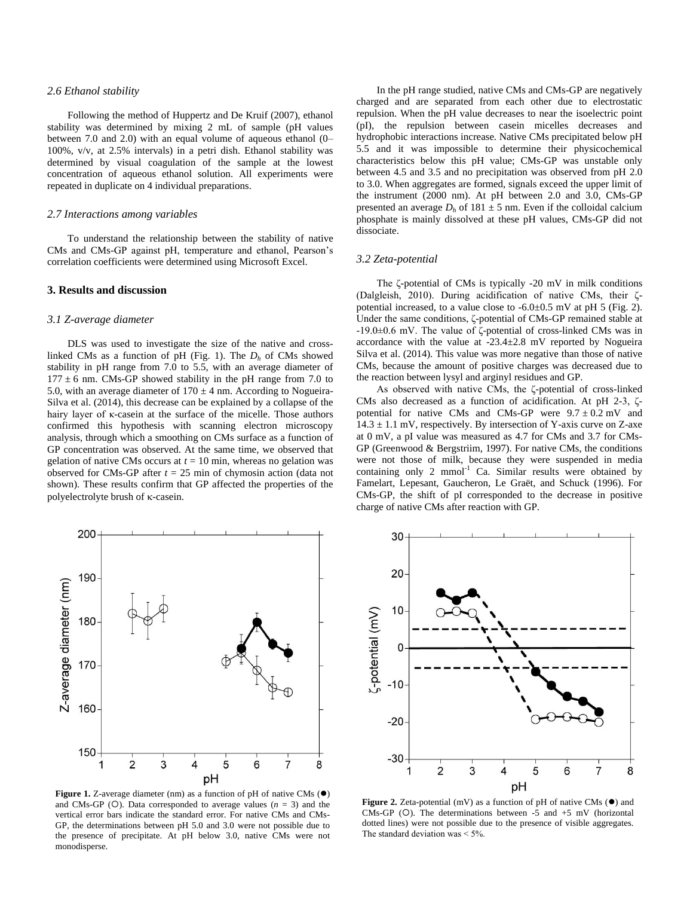### 2.6 Ethanol stability

Following the method of Huppertz and De Kruif (2007), ethanol stability was determined by mixing 2 mL of sample (pH values between 7.0 and 2.0) with an equal volume of aqueous ethanol (0–100%, v/v, at 2.5% intervals) in a petri dish. Ethanol stability was determined by visual coagulation of the sample at the lowest concentration of aqueous ethanol solution. All experiments were repeated in duplicate on 4 individual preparations.

### 2.7 Interactions among variables

To understand the relationship between the stability of native CMs and CMs-GP against pH, temperature and ethanol, Pearson's correlation coefficients were determined using Microsoft Excel.

## 3. Results and discussion

### 3.1 Z-average diameter

DLS was used to investigate the size of the native and cross-linked CMs as a function of pH (Fig. 1). The $D_h$ of CMs showed stability in pH range from 7.0 to 5.5, with an average diameter of $177 \pm 6$ nm. CMs-GP showed stability in the pH range from 7.0 to 5.0, with an average diameter of $170 \pm 4$ nm. According to Nogueira-Silva et al. (2014), this decrease can be explained by a collapse of the hairy layer of κ-casein at the surface of the micelle. Those authors confirmed this hypothesis with scanning electron microscopy analysis, through which a smoothing on CMs surface as a function of GP concentration was observed. At the same time, we observed that gelation of native CMs occurs at $t = 10$ min, whereas no gelation was observed for CMs-GP after $t = 25$ min of chymosin action (data not shown). These results confirm that GP affected the properties of the polyelectrolyte brush of κ-casein.

In the pH range studied, native CMs and CMs-GP are negatively charged and are separated from each other due to electrostatic repulsion. When the pH value decreases to near the isoelectric point (pI), the repulsion between casein micelles decreases and hydrophobic interactions increase. Native CMs precipitated below pH 5.5 and it was impossible to determine their physicochemical characteristics below this pH value; CMs-GP was unstable only between 4.5 and 3.5 and no precipitation was observed from pH 2.0 to 3.0. When aggregates are formed, signals exceed the upper limit of the instrument (2000 nm). At pH between 2.0 and 3.0, CMs-GP presented an average $D_h$ of $181 \pm 5$ nm. Even if the colloidal calcium phosphate is mainly dissolved at these pH values, CMs-GP did not dissociate.

### 3.2 Zeta-potential

The ζ-potential of CMs is typically -20 mV in milk conditions (Dalgleish, 2010). During acidification of native CMs, their ζ-potential increased, to a value close to -6.0±0.5 mV at pH 5 (Fig. 2). Under the same conditions, ζ-potential of CMs-GP remained stable at -19.0±0.6 mV. The value of ζ-potential of cross-linked CMs was in accordance with the value at -23.4±2.8 mV reported by Nogueira Silva et al. (2014). This value was more negative than those of native CMs, because the amount of positive charges was decreased due to the reaction between lysyl and arginyl residues and GP.

As observed with native CMs, the ζ-potential of cross-linked CMs also decreased as a function of acidification. At pH 2-3, ζ-potential for native CMs and CMs-GP were $9.7 \pm 0.2$ mV and $14.3 \pm 1.1$ mV, respectively. By intersection of Y-axis curve on Z-axe at 0 mV, a pI value was measured as 4.7 for CMs and 3.7 for CMs-GP (Greenwood & Bergstriim, 1997). For native CMs, the conditions were not those of milk, because they were suspended in media containing only 2 mmol$^{-1}$ Ca. Similar results were obtained by Famelart, Lepesant, Gaucheron, Le Graët, and Schuck (1996). For CMs-GP, the shift of pI corresponded to the decrease in positive charge of native CMs after reaction with GP.

**Figure 1.** Z-average diameter (nm) as a function of pH of native CMs (●) and CMs-GP (○). Data corresponded to average values ($n = 3$) and the vertical error bars indicate the standard error. For native CMs and CMs-GP, the determinations between pH 5.0 and 3.0 were not possible due to the presence of precipitate. At pH below 3.0, native CMs were not monodisperse.

**Figure 2.** Zeta-potential (mV) as a function of pH of native CMs (●) and CMs-GP (○). The determinations between -5 and +5 mV (horizontal dotted lines) were not possible due to the presence of visible aggregates. The standard deviation was < 5%.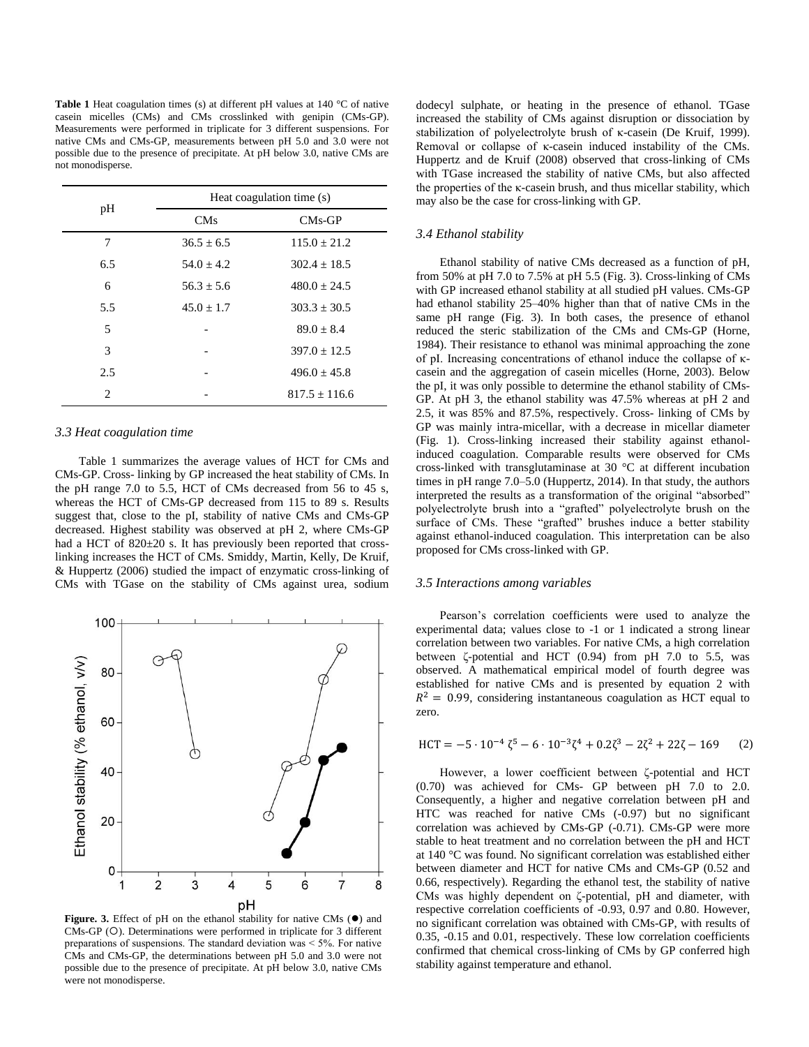**Table 1** Heat coagulation times (s) at different pH values at 140 °C of native casein micelles (CMs) and CMs crosslinked with genipin (CMs-GP). Measurements were performed in triplicate for 3 different suspensions. For native CMs and CMs-GP, measurements between pH 5.0 and 3.0 were not possible due to the presence of precipitate. At pH below 3.0, native CMs are not monodisperse.

| pH | Heat coagulation time (s) | |
|---|---|---|
| | CMs | CMs-GP |
| 7 | 36.5 ± 6.5 | 115.0 ± 21.2 |
| 6.5 | 54.0 ± 4.2 | 302.4 ± 18.5 |
| 6 | 56.3 ± 5.6 | 480.0 ± 24.5 |
| 5.5 | 45.0 ± 1.7 | 303.3 ± 30.5 |
| 5 | - | 89.0 ± 8.4 |
| 3 | - | 397.0 ± 12.5 |
| 2.5 | - | 496.0 ± 45.8 |
| 2 | - | 817.5 ± 116.6 |

### 3.3 Heat coagulation time

Table 1 summarizes the average values of HCT for CMs and CMs-GP. Cross- linking by GP increased the heat stability of CMs. In the pH range 7.0 to 5.5, HCT of CMs decreased from 56 to 45 s, whereas the HCT of CMs-GP decreased from 115 to 89 s. Results suggest that, close to the pI, stability of native CMs and CMs-GP decreased. Highest stability was observed at pH 2, where CMs-GP had a HCT of 820±20 s. It has previously been reported that cross-linking increases the HCT of CMs. Smiddy, Martin, Kelly, De Kruif, & Huppertz (2006) studied the impact of enzymatic cross-linking of CMs with TGase on the stability of CMs against urea, sodium dodecyl sulphate, or heating in the presence of ethanol. TGase increased the stability of CMs against disruption or dissociation by stabilization of polyelectrolyte brush of κ-casein (De Kruif, 1999). Removal or collapse of κ-casein induced instability of the CMs. Huppertz and de Kruif (2008) observed that cross-linking of CMs with TGase increased the stability of native CMs, but also affected the properties of the κ-casein brush, and thus micellar stability, which may also be the case for cross-linking with GP.

**Figure. 3.** Effect of pH on the ethanol stability for native CMs (●) and CMs-GP (○). Determinations were performed in triplicate for 3 different preparations of suspensions. The standard deviation was < 5%. For native CMs and CMs-GP, the determinations between pH 5.0 and 3.0 were not possible due to the presence of precipitate. At pH below 3.0, native CMs were not monodisperse.

### 3.4 Ethanol stability

Ethanol stability of native CMs decreased as a function of pH, from 50% at pH 7.0 to 7.5% at pH 5.5 (Fig. 3). Cross-linking of CMs with GP increased ethanol stability at all studied pH values. CMs-GP had ethanol stability 25–40% higher than that of native CMs in the same pH range (Fig. 3). In both cases, the presence of ethanol reduced the steric stabilization of the CMs and CMs-GP (Horne, 1984). Their resistance to ethanol was minimal approaching the zone of pI. Increasing concentrations of ethanol induce the collapse of κ-casein and the aggregation of casein micelles (Horne, 2003). Below the pI, it was only possible to determine the ethanol stability of CMs-GP. At pH 3, the ethanol stability was 47.5% whereas at pH 2 and 2.5, it was 85% and 87.5%, respectively. Cross- linking of CMs by GP was mainly intra-micellar, with a decrease in micellar diameter (Fig. 1). Cross-linking increased their stability against ethanol-induced coagulation. Comparable results were observed for CMs cross-linked with transglutaminase at 30 °C at different incubation times in pH range 7.0–5.0 (Huppertz, 2014). In that study, the authors interpreted the results as a transformation of the original "absorbed" polyelectrolyte brush into a "grafted" polyelectrolyte brush on the surface of CMs. These "grafted" brushes induce a better stability against ethanol-induced coagulation. This interpretation can be also proposed for CMs cross-linked with GP.

### 3.5 Interactions among variables

Pearson's correlation coefficients were used to analyze the experimental data; values close to -1 or 1 indicated a strong linear correlation between two variables. For native CMs, a high correlation between ζ-potential and HCT (0.94) from pH 7.0 to 5.5, was observed. A mathematical empirical model of fourth degree was established for native CMs and is presented by equation 2 with $R^2 = 0.99$, considering instantaneous coagulation as HCT equal to zero.

$$\text{HCT} = -5 \cdot 10^{-4}\,\zeta^5 - 6 \cdot 10^{-3}\zeta^4 + 0.2\zeta^3 - 2\zeta^2 + 22\zeta - 169 \qquad (2)$$

However, a lower coefficient between ζ-potential and HCT (0.70) was achieved for CMs- GP between pH 7.0 to 2.0. Consequently, a higher and negative correlation between pH and HTC was reached for native CMs (-0.97) but no significant correlation was achieved by CMs-GP (-0.71). CMs-GP were more stable to heat treatment and no correlation between the pH and HCT at 140 °C was found. No significant correlation was established either between diameter and HCT for native CMs and CMs-GP (0.52 and 0.66, respectively). Regarding the ethanol test, the stability of native CMs was highly dependent on ζ-potential, pH and diameter, with respective correlation coefficients of -0.93, 0.97 and 0.80. However, no significant correlation was obtained with CMs-GP, with results of 0.35, -0.15 and 0.01, respectively. These low correlation coefficients confirmed that chemical cross-linking of CMs by GP conferred high stability against temperature and ethanol.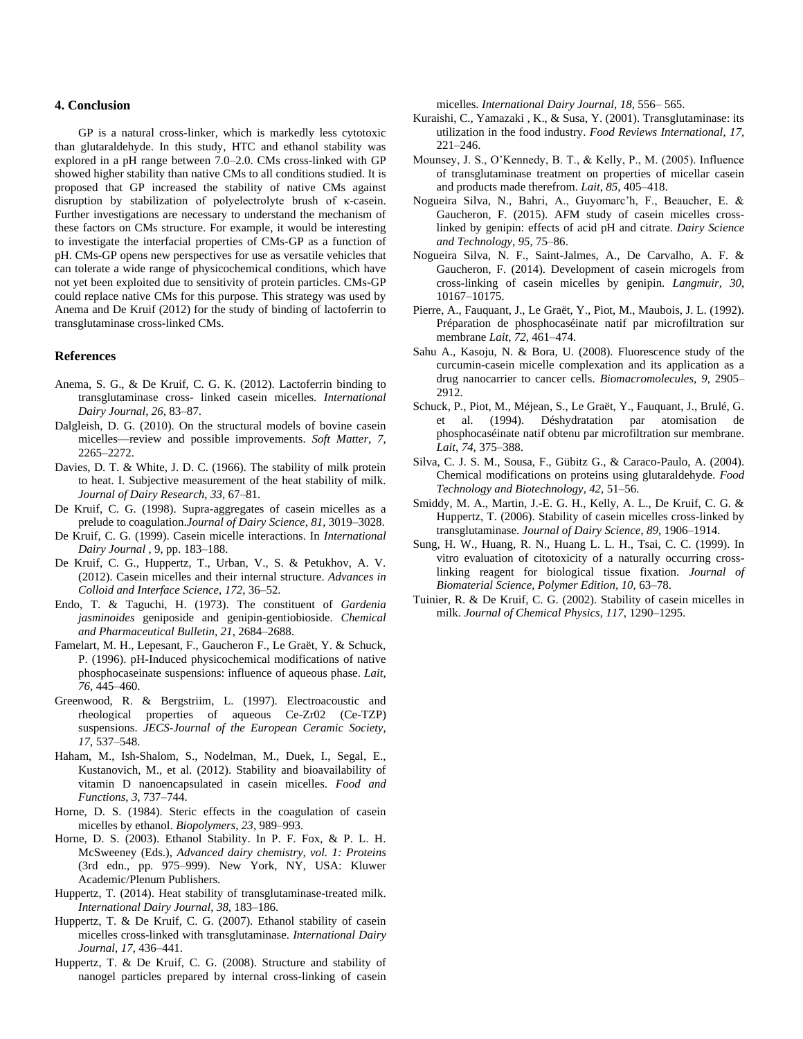## 4. Conclusion

GP is a natural cross-linker, which is markedly less cytotoxic than glutaraldehyde. In this study, HTC and ethanol stability was explored in a pH range between 7.0–2.0. CMs cross-linked with GP showed higher stability than native CMs to all conditions studied. It is proposed that GP increased the stability of native CMs against disruption by stabilization of polyelectrolyte brush of κ-casein. Further investigations are necessary to understand the mechanism of these factors on CMs structure. For example, it would be interesting to investigate the interfacial properties of CMs-GP as a function of pH. CMs-GP opens new perspectives for use as versatile vehicles that can tolerate a wide range of physicochemical conditions, which have not yet been exploited due to sensitivity of protein particles. CMs-GP could replace native CMs for this purpose. This strategy was used by Anema and De Kruif (2012) for the study of binding of lactoferrin to transglutaminase cross-linked CMs.

## References

Anema, S. G., & De Kruif, C. G. K. (2012). Lactoferrin binding to transglutaminase cross- linked casein micelles. *International Dairy Journal*, *26*, 83–87.

Dalgleish, D. G. (2010). On the structural models of bovine casein micelles—review and possible improvements. *Soft Matter*, *7*, 2265–2272.

Davies, D. T. & White, J. D. C. (1966). The stability of milk protein to heat. I. Subjective measurement of the heat stability of milk. *Journal of Dairy Research*, *33*, 67–81.

De Kruif, C. G. (1998). Supra-aggregates of casein micelles as a prelude to coagulation.*Journal of Dairy Science*, *81*, 3019–3028.

De Kruif, C. G. (1999). Casein micelle interactions. In *International Dairy Journal* , 9, pp. 183–188.

De Kruif, C. G., Huppertz, T., Urban, V., S. & Petukhov, A. V. (2012). Casein micelles and their internal structure. *Advances in Colloid and Interface Science*, *172*, 36–52.

Endo, T. & Taguchi, H. (1973). The constituent of *Gardenia jasminoides* geniposide and genipin-gentiobioside. *Chemical and Pharmaceutical Bulletin*, *21*, 2684–2688.

Famelart, M. H., Lepesant, F., Gaucheron F., Le Graët, Y. & Schuck, P. (1996). pH-Induced physicochemical modifications of native phosphocaseinate suspensions: influence of aqueous phase. *Lait*, *76*, 445–460.

Greenwood, R. & Bergstriim, L. (1997). Electroacoustic and rheological properties of aqueous Ce-Zr02 (Ce-TZP) suspensions. *JECS-Journal of the European Ceramic Society*, *17*, 537–548.

Haham, M., Ish-Shalom, S., Nodelman, M., Duek, I., Segal, E., Kustanovich, M., et al. (2012). Stability and bioavailability of vitamin D nanoencapsulated in casein micelles. *Food and Functions*, *3*, 737–744.

Horne, D. S. (1984). Steric effects in the coagulation of casein micelles by ethanol. *Biopolymers*, *23*, 989–993.

Horne, D. S. (2003). Ethanol Stability. In P. F. Fox, & P. L. H. McSweeney (Eds.), *Advanced dairy chemistry, vol. 1: Proteins* (3rd edn., pp. 975–999). New York, NY, USA: Kluwer Academic/Plenum Publishers.

Huppertz, T. (2014). Heat stability of transglutaminase-treated milk. *International Dairy Journal*, *38*, 183–186.

Huppertz, T. & De Kruif, C. G. (2007). Ethanol stability of casein micelles cross-linked with transglutaminase. *International Dairy Journal*, *17*, 436–441.

Huppertz, T. & De Kruif, C. G. (2008). Structure and stability of nanogel particles prepared by internal cross-linking of casein micelles. *International Dairy Journal*, *18*, 556– 565.

Kuraishi, C., Yamazaki , K., & Susa, Y. (2001). Transglutaminase: its utilization in the food industry. *Food Reviews International*, *17*, 221–246.

Mounsey, J. S., O'Kennedy, B. T., & Kelly, P., M. (2005). Influence of transglutaminase treatment on properties of micellar casein and products made therefrom. *Lait*, *85*, 405–418.

Nogueira Silva, N., Bahri, A., Guyomarc'h, F., Beaucher, E. & Gaucheron, F. (2015). AFM study of casein micelles cross-linked by genipin: effects of acid pH and citrate. *Dairy Science and Technology*, *95*, 75–86.

Nogueira Silva, N. F., Saint-Jalmes, A., De Carvalho, A. F. & Gaucheron, F. (2014). Development of casein microgels from cross-linking of casein micelles by genipin. *Langmuir*, *30*, 10167–10175.

Pierre, A., Fauquant, J., Le Graët, Y., Piot, M., Maubois, J. L. (1992). Préparation de phosphocaséinate natif par microfiltration sur membrane *Lait*, *72*, 461–474.

Sahu A., Kasoju, N. & Bora, U. (2008). Fluorescence study of the curcumin-casein micelle complexation and its application as a drug nanocarrier to cancer cells. *Biomacromolecules*, *9*, 2905–2912.

Schuck, P., Piot, M., Méjean, S., Le Graët, Y., Fauquant, J., Brulé, G. et al. (1994). Déshydratation par atomisation de phosphocaséinate natif obtenu par microfiltration sur membrane. *Lait*, *74*, 375–388.

Silva, C. J. S. M., Sousa, F., Gübitz G., & Caraco-Paulo, A. (2004). Chemical modifications on proteins using glutaraldehyde. *Food Technology and Biotechnology*, *42*, 51–56.

Smiddy, M. A., Martin, J.-E. G. H., Kelly, A. L., De Kruif, C. G. & Huppertz, T. (2006). Stability of casein micelles cross-linked by transglutaminase. *Journal of Dairy Science*, *89*, 1906–1914.

Sung, H. W., Huang, R. N., Huang L. L. H., Tsai, C. C. (1999). In vitro evaluation of citotoxicity of a naturally occurring cross-linking reagent for biological tissue fixation. *Journal of Biomaterial Science, Polymer Edition, 10,* 63–78.

Tuinier, R. & De Kruif, C. G. (2002). Stability of casein micelles in milk. *Journal of Chemical Physics, 117,* 1290–1295.